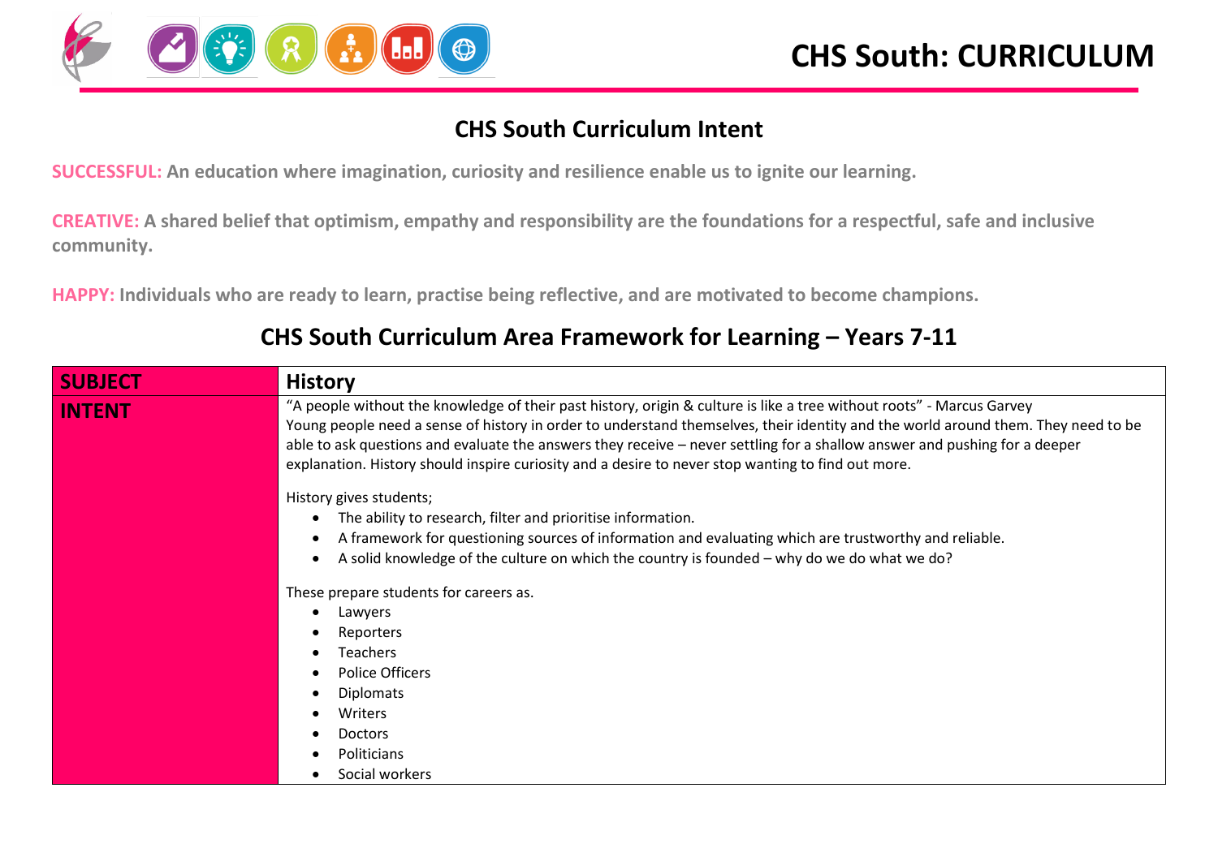# CHS South: CURRICULUM

## CHS South Curriculum Intent

**SUCCESSFUL: An education where imagination, curiosity and resilience enable us to ignite our learning.**

**CREATIVE: A shared belief that optimism, empathy and responsibility are the foundations for a respectful, safe and inclusive community.**

**HAPPY: Individuals who are ready to learn, practise being reflective, and are motivated to become champions.**

## CHS South Curriculum Area Framework for Learning – Years 7-11

| **SUBJECT** | **History** |
|---|---|
| **INTENT** | "A people without the knowledge of their past history, origin & culture is like a tree without roots" - Marcus Garvey<br>Young people need a sense of history in order to understand themselves, their identity and the world around them. They need to be able to ask questions and evaluate the answers they receive – never settling for a shallow answer and pushing for a deeper explanation. History should inspire curiosity and a desire to never stop wanting to find out more.<br><br>History gives students;<br>• The ability to research, filter and prioritise information.<br>• A framework for questioning sources of information and evaluating which are trustworthy and reliable.<br>• A solid knowledge of the culture on which the country is founded – why do we do what we do?<br><br>These prepare students for careers as.<br>• Lawyers<br>• Reporters<br>• Teachers<br>• Police Officers<br>• Diplomats<br>• Writers<br>• Doctors<br>• Politicians<br>• Social workers |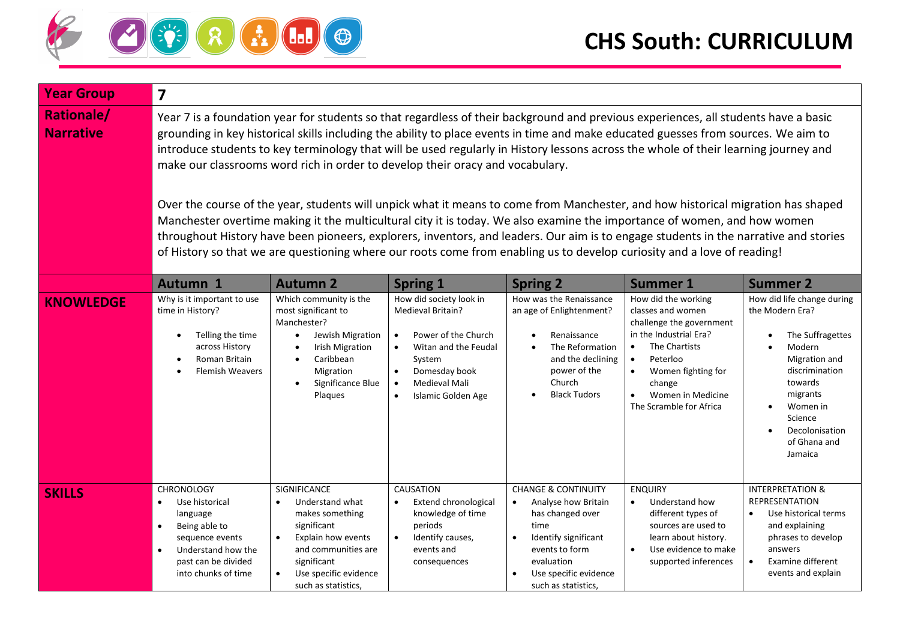# CHS South: CURRICULUM

| Year Group | 7 | | | | | |
|---|---|---|---|---|---|---|
| **Rationale/ Narrative** | Year 7 is a foundation year for students so that regardless of their background and previous experiences, all students have a basic grounding in key historical skills including the ability to place events in time and make educated guesses from sources. We aim to introduce students to key terminology that will be used regularly in History lessons across the whole of their learning journey and make our classrooms word rich in order to develop their oracy and vocabulary.<br><br>Over the course of the year, students will unpick what it means to come from Manchester, and how historical migration has shaped Manchester overtime making it the multicultural city it is today. We also examine the importance of women, and how women throughout History have been pioneers, explorers, inventors, and leaders. Our aim is to engage students in the narrative and stories of History so that we are questioning where our roots come from enabling us to develop curiosity and a love of reading! | | | | | |
| | **Autumn 1** | **Autumn 2** | **Spring 1** | **Spring 2** | **Summer 1** | **Summer 2** |
| **KNOWLEDGE** | Why is it important to use time in History?<br>• Telling the time across History<br>• Roman Britain<br>• Flemish Weavers | Which community is the most significant to Manchester?<br>• Jewish Migration<br>• Irish Migration<br>• Caribbean Migration<br>• Significance Blue Plaques | How did society look in Medieval Britain?<br>• Power of the Church<br>• Witan and the Feudal System<br>• Domesday book<br>• Medieval Mali<br>• Islamic Golden Age | How was the Renaissance an age of Enlightenment?<br>• Renaissance<br>• The Reformation and the declining power of the Church<br>• Black Tudors | How did the working classes and women challenge the government in the Industrial Era?<br>• The Chartists<br>• Peterloo<br>• Women fighting for change<br>• Women in Medicine<br>The Scramble for Africa | How did life change during the Modern Era?<br>• The Suffragettes<br>• Modern Migration and discrimination towards migrants<br>• Women in Science<br>• Decolonisation of Ghana and Jamaica |
| **SKILLS** | CHRONOLOGY<br>• Use historical language<br>• Being able to sequence events<br>• Understand how the past can be divided into chunks of time | SIGNIFICANCE<br>• Understand what makes something significant<br>• Explain how events and communities are significant<br>• Use specific evidence such as statistics, | CAUSATION<br>• Extend chronological knowledge of time periods<br>• Identify causes, events and consequences | CHANGE & CONTINUITY<br>• Analyse how Britain has changed over time<br>• Identify significant events to form evaluation<br>• Use specific evidence such as statistics, | ENQUIRY<br>• Understand how different types of sources are used to learn about history.<br>• Use evidence to make supported inferences | INTERPRETATION & REPRESENTATION<br>• Use historical terms and explaining phrases to develop answers<br>• Examine different events and explain |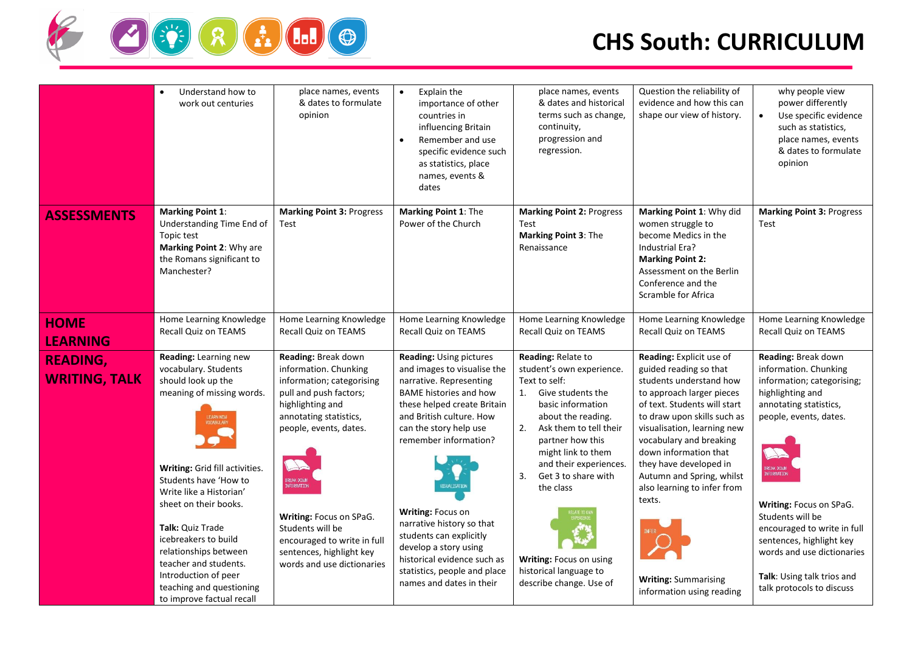# CHS South: CURRICULUM

| | | | | | | |
|---|---|---|---|---|---|---|
| | • Understand how to work out centuries | place names, events & dates to formulate opinion | • Explain the importance of other countries in influencing Britain<br>• Remember and use specific evidence such as statistics, place names, events & dates | place names, events & dates and historical terms such as change, continuity, progression and regression. | Question the reliability of evidence and how this can shape our view of history. | why people view power differently<br>• Use specific evidence such as statistics, place names, events & dates to formulate opinion |
| **ASSESSMENTS** | **Marking Point 1**: Understanding Time End of Topic test<br>**Marking Point 2**: Why are the Romans significant to Manchester? | **Marking Point 3:** Progress Test | **Marking Point 1**: The Power of the Church | **Marking Point 2:** Progress Test<br>**Marking Point 3**: The Renaissance | **Marking Point 1**: Why did women struggle to become Medics in the Industrial Era?<br>**Marking Point 2:** Assessment on the Berlin Conference and the Scramble for Africa | **Marking Point 3:** Progress Test |
| **HOME LEARNING** | Home Learning Knowledge Recall Quiz on TEAMS | Home Learning Knowledge Recall Quiz on TEAMS | Home Learning Knowledge Recall Quiz on TEAMS | Home Learning Knowledge Recall Quiz on TEAMS | Home Learning Knowledge Recall Quiz on TEAMS | Home Learning Knowledge Recall Quiz on TEAMS |
| **READING, WRITING, TALK** | **Reading:** Learning new vocabulary. Students should look up the meaning of missing words.<br>LEARN NEW VOCABULARY<br>**Writing:** Grid fill activities. Students have 'How to Write like a Historian' sheet on their books.<br>**Talk:** Quiz Trade icebreakers to build relationships between teacher and students. Introduction of peer teaching and questioning to improve factual recall | **Reading:** Break down information. Chunking information; categorising pull and push factors; highlighting and annotating statistics, people, events, dates.<br>BREAK DOWN INFORMATION<br>**Writing:** Focus on SPaG. Students will be encouraged to write in full sentences, highlight key words and use dictionaries | **Reading:** Using pictures and images to visualise the narrative. Representing BAME histories and how these helped create Britain and British culture. How can the story help use remember information?<br>VISUALISATION<br>**Writing:** Focus on narrative history so that students can explicitly develop a story using historical evidence such as statistics, people and place names and dates in their | **Reading:** Relate to student's own experience. Text to self:<br>1. Give students the basic information about the reading.<br>2. Ask them to tell their partner how this might link to them and their experiences.<br>3. Get 3 to share with the class<br>RELATE TO OWN EXPERIENCE<br>**Writing:** Focus on using historical language to describe change. Use of | **Reading:** Explicit use of guided reading so that students understand how to approach larger pieces of text. Students will start to draw upon skills such as visualisation, learning new vocabulary and breaking down information that they have developed in Autumn and Spring, whilst also learning to infer from texts.<br>INFER<br>**Writing:** Summarising information using reading | **Reading:** Break down information. Chunking information; categorising; highlighting and annotating statistics, people, events, dates.<br>BREAK DOWN INFORMATION<br>**Writing:** Focus on SPaG. Students will be encouraged to write in full sentences, highlight key words and use dictionaries<br>**Talk**: Using talk trios and talk protocols to discuss |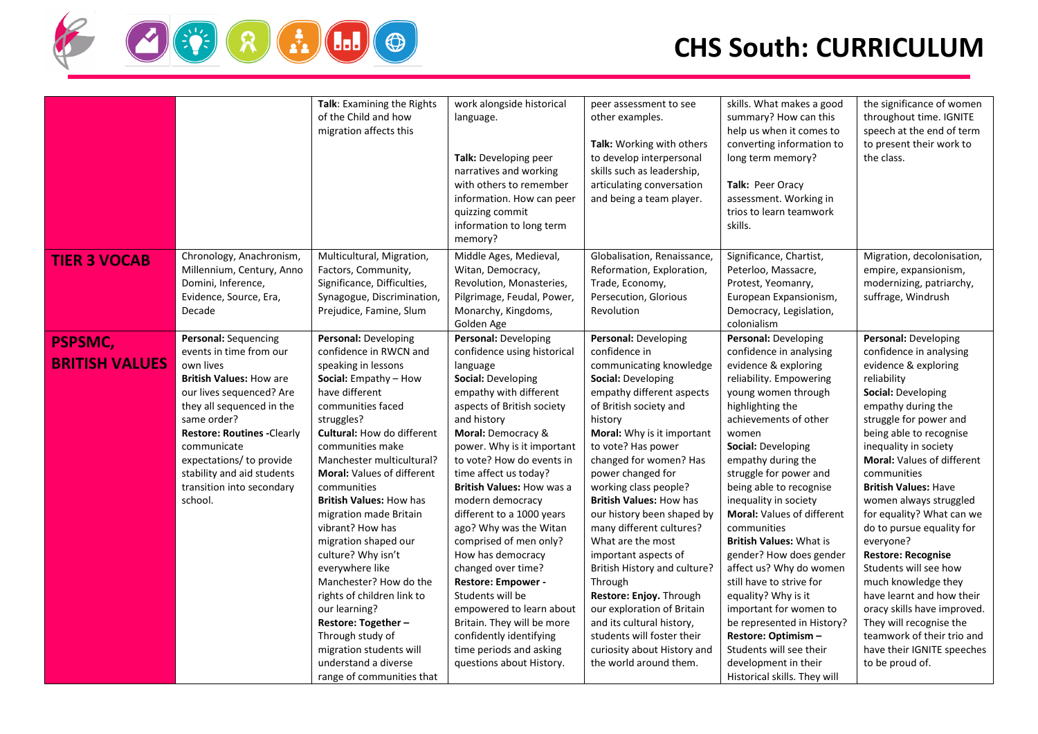# CHS South: CURRICULUM

| | | | | | | |
|---|---|---|---|---|---|---|
| | | **Talk**: Examining the Rights of the Child and how migration affects this | work alongside historical language.<br><br>**Talk:** Developing peer narratives and working with others to remember information. How can peer quizzing commit information to long term memory? | peer assessment to see other examples.<br><br>**Talk:** Working with others to develop interpersonal skills such as leadership, articulating conversation and being a team player. | skills. What makes a good summary? How can this help us when it comes to converting information to long term memory?<br><br>**Talk:** Peer Oracy assessment. Working in trios to learn teamwork skills. | the significance of women throughout time. IGNITE speech at the end of term to present their work to the class. |
| **TIER 3 VOCAB** | Chronology, Anachronism, Millennium, Century, Anno Domini, Inference, Evidence, Source, Era, Decade | Multicultural, Migration, Factors, Community, Significance, Difficulties, Synagogue, Discrimination, Prejudice, Famine, Slum | Middle Ages, Medieval, Witan, Democracy, Revolution, Monasteries, Pilgrimage, Feudal, Power, Monarchy, Kingdoms, Golden Age | Globalisation, Renaissance, Reformation, Exploration, Trade, Economy, Persecution, Glorious Revolution | Significance, Chartist, Peterloo, Massacre, Protest, Yeomanry, European Expansionism, Democracy, Legislation, colonialism | Migration, decolonisation, empire, expansionism, modernizing, patriarchy, suffrage, Windrush |
| **PSPSMC, BRITISH VALUES** | **Personal:** Sequencing events in time from our own lives<br>**British Values:** How are our lives sequenced? Are they all sequenced in the same order?<br>**Restore: Routines -**Clearly communicate expectations/ to provide stability and aid students transition into secondary school. | **Personal:** Developing confidence in RWCN and speaking in lessons<br>**Social:** Empathy – How have different communities faced struggles?<br>**Cultural:** How do different communities make Manchester multicultural?<br>**Moral:** Values of different communities<br>**British Values:** How has migration made Britain vibrant? How has migration shaped our culture? Why isn't everywhere like Manchester? How do the rights of children link to our learning?<br>**Restore: Together –** Through study of migration students will understand a diverse range of communities that | **Personal:** Developing confidence using historical language<br>**Social:** Developing empathy with different aspects of British society and history<br>**Moral:** Democracy & power. Why is it important to vote? How do events in time affect us today?<br>**British Values:** How was a modern democracy different to a 1000 years ago? Why was the Witan comprised of men only? How has democracy changed over time?<br>**Restore: Empower -** Students will be empowered to learn about Britain. They will be more confidently identifying time periods and asking questions about History. | **Personal:** Developing confidence in communicating knowledge<br>**Social:** Developing empathy different aspects of British society and history<br>**Moral:** Why is it important to vote? Has power changed for women? Has power changed for working class people?<br>**British Values:** How has our history been shaped by many different cultures? What are the most important aspects of British History and culture? Through<br>**Restore: Enjoy.** Through our exploration of Britain and its cultural history, students will foster their curiosity about History and the world around them. | **Personal:** Developing confidence in analysing evidence & exploring reliability. Empowering young women through highlighting the achievements of other women<br>**Social:** Developing empathy during the struggle for power and being able to recognise inequality in society<br>**Moral:** Values of different communities<br>**British Values:** What is gender? How does gender affect us? Why do women still have to strive for equality? Why is it important for women to be represented in History?<br>**Restore: Optimism –** Students will see their development in their Historical skills. They will | **Personal:** Developing confidence in analysing evidence & exploring reliability<br>**Social:** Developing empathy during the struggle for power and being able to recognise inequality in society<br>**Moral:** Values of different communities<br>**British Values:** Have women always struggled for equality? What can we do to pursue equality for everyone?<br>**Restore: Recognise** Students will see how much knowledge they have learnt and how their oracy skills have improved. They will recognise the teamwork of their trio and have their IGNITE speeches to be proud of. |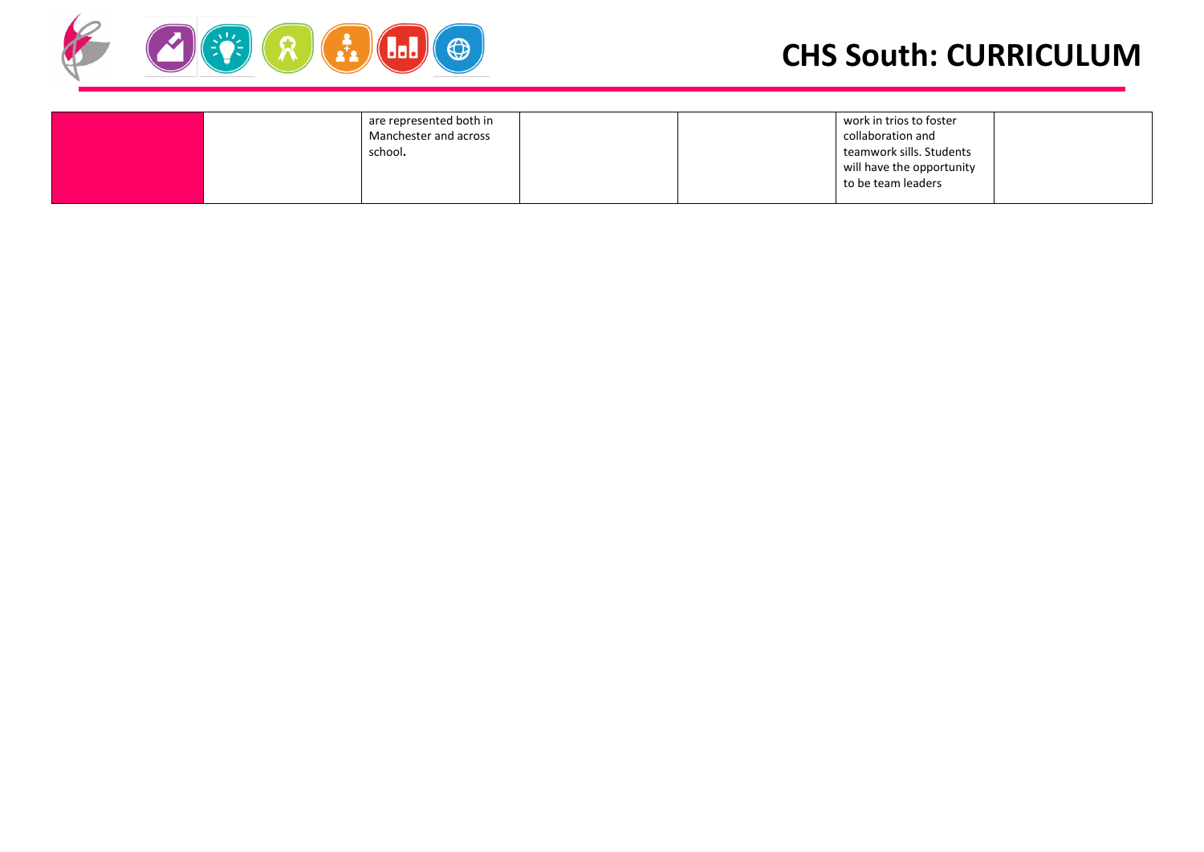| | | | | | | |
|---|---|---|---|---|---|---|
| | | are represented both in Manchester and across school. | | | work in trios to foster collaboration and teamwork sills. Students will have the opportunity to be team leaders | |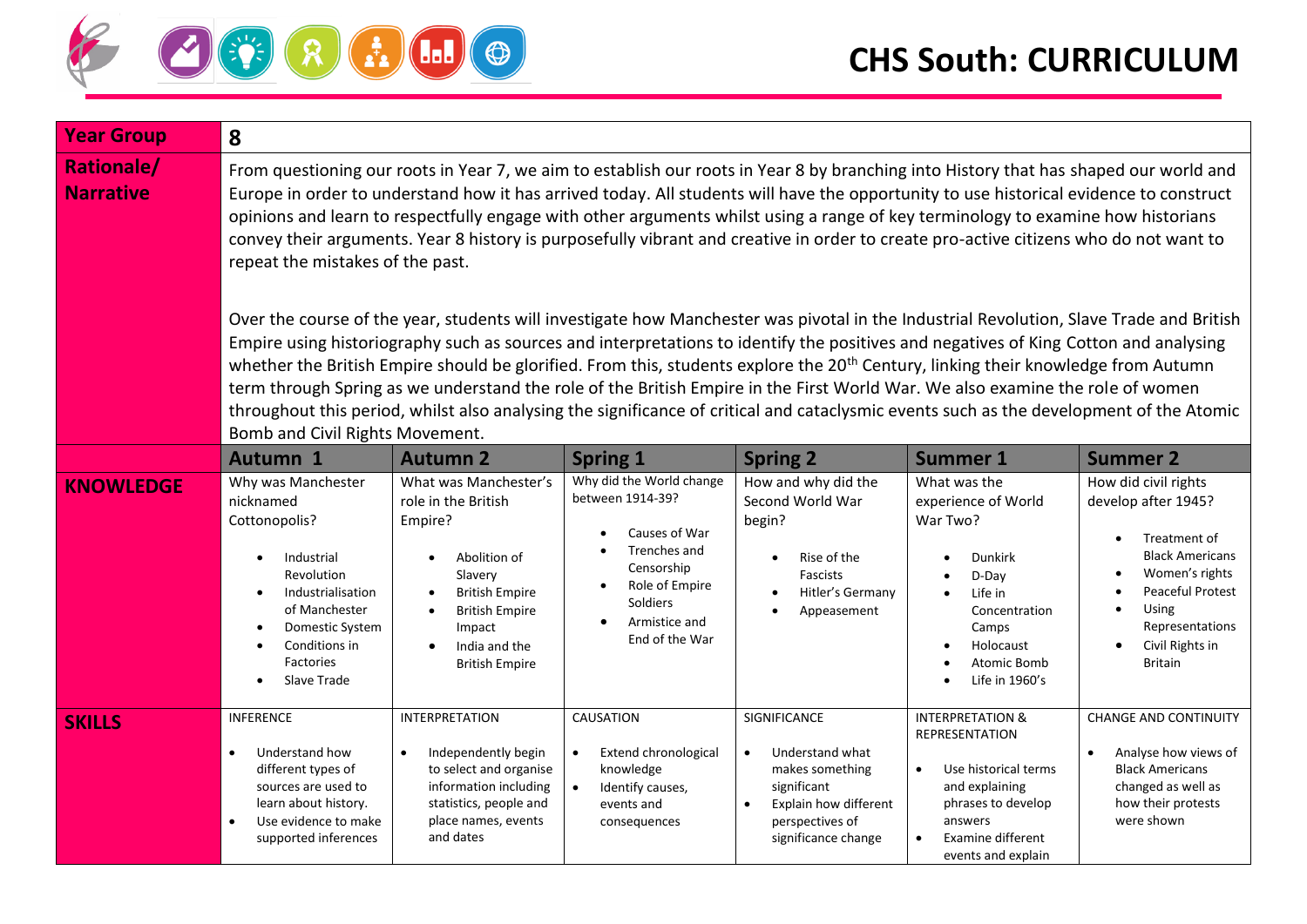# CHS South: CURRICULUM

| Year Group | 8 | | | | | |
|---|---|---|---|---|---|---|
| **Rationale/ Narrative** | From questioning our roots in Year 7, we aim to establish our roots in Year 8 by branching into History that has shaped our world and Europe in order to understand how it has arrived today. All students will have the opportunity to use historical evidence to construct opinions and learn to respectfully engage with other arguments whilst using a range of key terminology to examine how historians convey their arguments. Year 8 history is purposefully vibrant and creative in order to create pro-active citizens who do not want to repeat the mistakes of the past.<br><br>Over the course of the year, students will investigate how Manchester was pivotal in the Industrial Revolution, Slave Trade and British Empire using historiography such as sources and interpretations to identify the positives and negatives of King Cotton and analysing whether the British Empire should be glorified. From this, students explore the 20th Century, linking their knowledge from Autumn term through Spring as we understand the role of the British Empire in the First World War. We also examine the role of women throughout this period, whilst also analysing the significance of critical and cataclysmic events such as the development of the Atomic Bomb and Civil Rights Movement. | | | | | |
| | **Autumn 1** | **Autumn 2** | **Spring 1** | **Spring 2** | **Summer 1** | **Summer 2** |
| **KNOWLEDGE** | Why was Manchester nicknamed Cottonopolis?<br>• Industrial Revolution<br>• Industrialisation of Manchester<br>• Domestic System<br>• Conditions in Factories<br>• Slave Trade | What was Manchester's role in the British Empire?<br>• Abolition of Slavery<br>• British Empire<br>• British Empire Impact<br>• India and the British Empire | Why did the World change between 1914-39?<br>• Causes of War<br>• Trenches and Censorship<br>• Role of Empire Soldiers<br>• Armistice and End of the War | How and why did the Second World War begin?<br>• Rise of the Fascists<br>• Hitler's Germany<br>• Appeasement | What was the experience of World War Two?<br>• Dunkirk<br>• D-Day<br>• Life in Concentration Camps<br>• Holocaust<br>• Atomic Bomb<br>• Life in 1960's | How did civil rights develop after 1945?<br>• Treatment of Black Americans<br>• Women's rights<br>• Peaceful Protest<br>• Using Representations<br>• Civil Rights in Britain |
| **SKILLS** | INFERENCE<br>• Understand how different types of sources are used to learn about history.<br>• Use evidence to make supported inferences | INTERPRETATION<br>• Independently begin to select and organise information including statistics, people and place names, events and dates | CAUSATION<br>• Extend chronological knowledge<br>• Identify causes, events and consequences | SIGNIFICANCE<br>• Understand what makes something significant<br>• Explain how different perspectives of significance change | INTERPRETATION & REPRESENTATION<br>• Use historical terms and explaining phrases to develop answers<br>• Examine different events and explain | CHANGE AND CONTINUITY<br>• Analyse how views of Black Americans changed as well as how their protests were shown |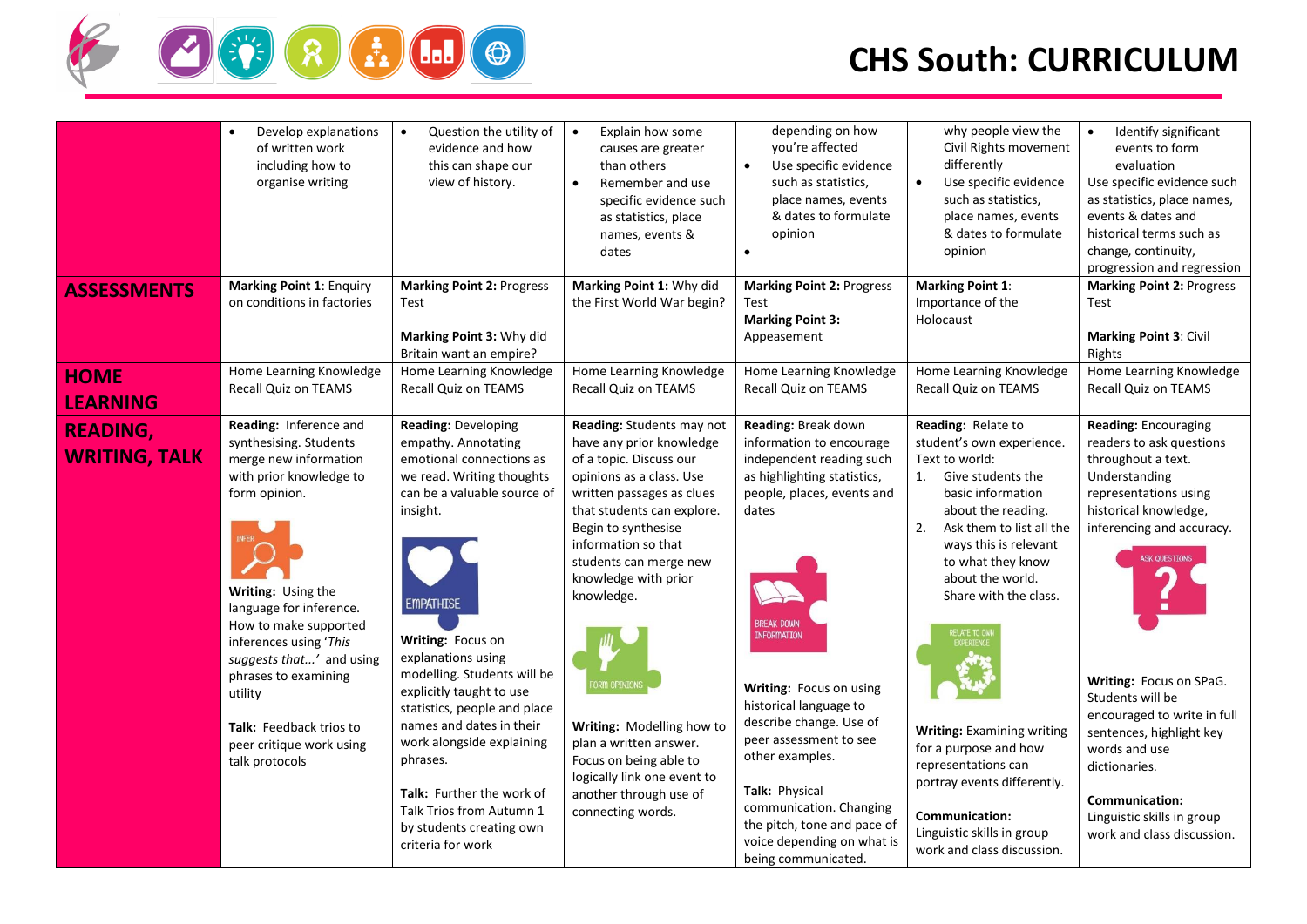# CHS South: CURRICULUM

| | | | | | | |
|---|---|---|---|---|---|---|
| | • Develop explanations of written work including how to organise writing | • Question the utility of evidence and how this can shape our view of history. | • Explain how some causes are greater than others<br>• Remember and use specific evidence such as statistics, place names, events & dates | depending on how you're affected<br>• Use specific evidence such as statistics, place names, events & dates to formulate opinion<br>• | why people view the Civil Rights movement differently<br>• Use specific evidence such as statistics, place names, events & dates to formulate opinion | • Identify significant events to form evaluation<br>Use specific evidence such as statistics, place names, events & dates and historical terms such as change, continuity, progression and regression |
| **ASSESSMENTS** | **Marking Point 1**: Enquiry on conditions in factories | **Marking Point 2:** Progress Test<br><br>**Marking Point 3:** Why did Britain want an empire? | **Marking Point 1:** Why did the First World War begin? | **Marking Point 2:** Progress Test<br>**Marking Point 3:** Appeasement | **Marking Point 1**: Importance of the Holocaust | **Marking Point 2:** Progress Test<br><br>**Marking Point 3**: Civil Rights |
| **HOME LEARNING** | Home Learning Knowledge Recall Quiz on TEAMS | Home Learning Knowledge Recall Quiz on TEAMS | Home Learning Knowledge Recall Quiz on TEAMS | Home Learning Knowledge Recall Quiz on TEAMS | Home Learning Knowledge Recall Quiz on TEAMS | Home Learning Knowledge Recall Quiz on TEAMS |
| **READING, WRITING, TALK** | **Reading:** Inference and synthesising. Students merge new information with prior knowledge to form opinion.<br><br>INFER<br><br>**Writing:** Using the language for inference. How to make supported inferences using '*This suggests that...*' and using phrases to examining utility<br><br>**Talk:** Feedback trios to peer critique work using talk protocols | **Reading:** Developing empathy. Annotating emotional connections as we read. Writing thoughts can be a valuable source of insight.<br><br>EMPATHISE<br><br>**Writing:** Focus on explanations using modelling. Students will be explicitly taught to use statistics, people and place names and dates in their work alongside explaining phrases.<br><br>**Talk:** Further the work of Talk Trios from Autumn 1 by students creating own criteria for work | **Reading:** Students may not have any prior knowledge of a topic. Discuss our opinions as a class. Use written passages as clues that students can explore. Begin to synthesise information so that students can merge new knowledge with prior knowledge.<br><br>FORM OPINIONS<br><br>**Writing:** Modelling how to plan a written answer. Focus on being able to logically link one event to another through use of connecting words. | **Reading:** Break down information to encourage independent reading such as highlighting statistics, people, places, events and dates<br><br>BREAK DOWN INFORMATION<br><br>**Writing:** Focus on using historical language to describe change. Use of peer assessment to see other examples.<br><br>**Talk:** Physical communication. Changing the pitch, tone and pace of voice depending on what is being communicated. | **Reading:** Relate to student's own experience. Text to world:<br>1. Give students the basic information about the reading.<br>2. Ask them to list all the ways this is relevant to what they know about the world. Share with the class.<br><br>RELATE TO OWN EXPERIENCE<br><br>**Writing:** Examining writing for a purpose and how representations can portray events differently.<br><br>**Communication:** Linguistic skills in group work and class discussion. | **Reading:** Encouraging readers to ask questions throughout a text. Understanding representations using historical knowledge, inferencing and accuracy.<br><br>ASK QUESTIONS<br><br>**Writing:** Focus on SPaG. Students will be encouraged to write in full sentences, highlight key words and use dictionaries.<br><br>**Communication:** Linguistic skills in group work and class discussion. |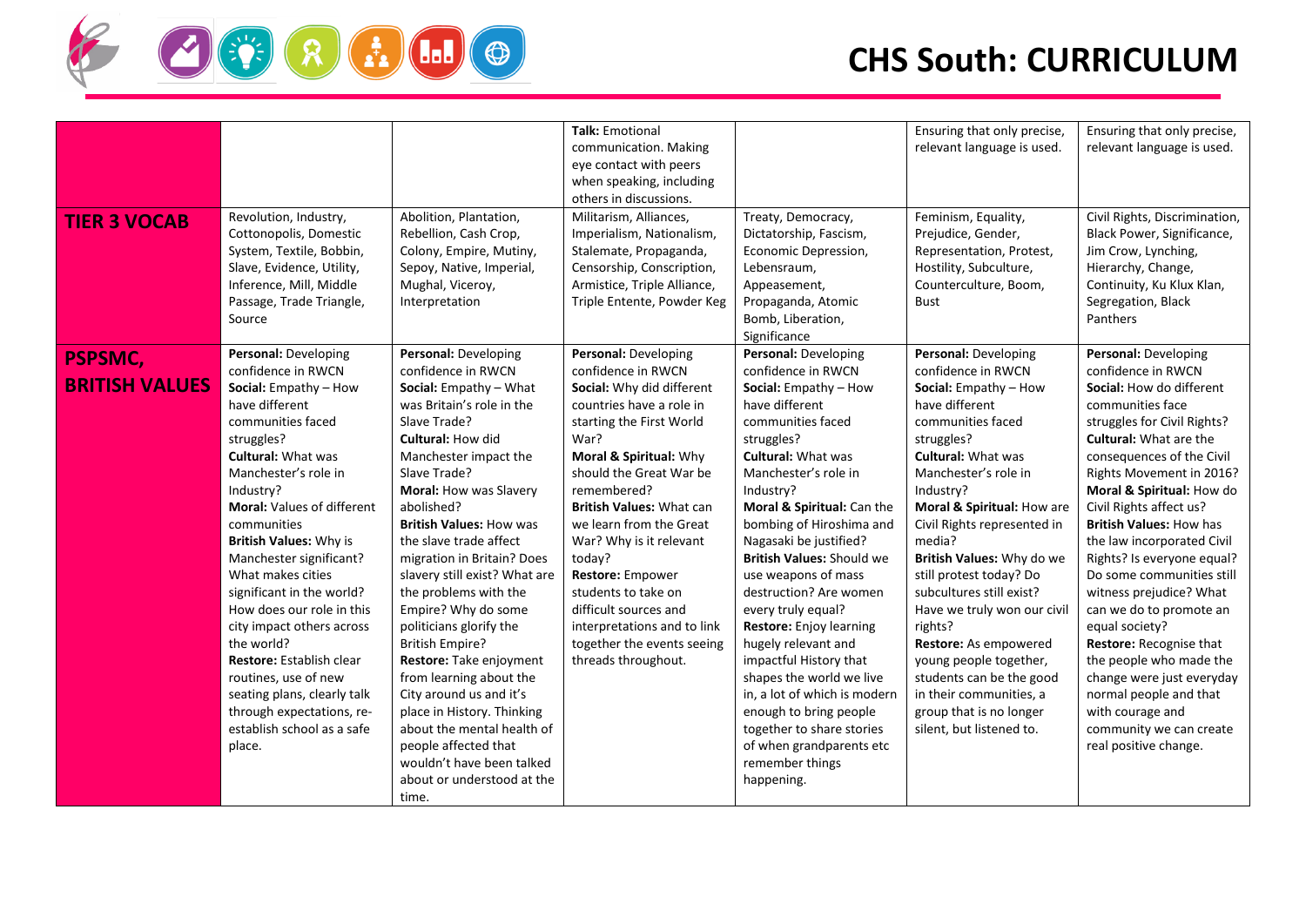# CHS South: CURRICULUM

| | | | | | | |
|---|---|---|---|---|---|---|
| | | | **Talk:** Emotional communication. Making eye contact with peers when speaking, including others in discussions. | | Ensuring that only precise, relevant language is used. | Ensuring that only precise, relevant language is used. |
| **TIER 3 VOCAB** | Revolution, Industry, Cottonopolis, Domestic System, Textile, Bobbin, Slave, Evidence, Utility, Inference, Mill, Middle Passage, Trade Triangle, Source | Abolition, Plantation, Rebellion, Cash Crop, Colony, Empire, Mutiny, Sepoy, Native, Imperial, Mughal, Viceroy, Interpretation | Militarism, Alliances, Imperialism, Nationalism, Stalemate, Propaganda, Censorship, Conscription, Armistice, Triple Alliance, Triple Entente, Powder Keg | Treaty, Democracy, Dictatorship, Fascism, Economic Depression, Lebensraum, Appeasement, Propaganda, Atomic Bomb, Liberation, Significance | Feminism, Equality, Prejudice, Gender, Representation, Protest, Hostility, Subculture, Counterculture, Boom, Bust | Civil Rights, Discrimination, Black Power, Significance, Jim Crow, Lynching, Hierarchy, Change, Continuity, Ku Klux Klan, Segregation, Black Panthers |
| **PSPSMC, BRITISH VALUES** | **Personal:** Developing confidence in RWCN<br>**Social:** Empathy – How have different communities faced struggles?<br>**Cultural:** What was Manchester's role in Industry?<br>**Moral:** Values of different communities<br>**British Values:** Why is Manchester significant? What makes cities significant in the world? How does our role in this city impact others across the world?<br>**Restore:** Establish clear routines, use of new seating plans, clearly talk through expectations, re-establish school as a safe place. | **Personal:** Developing confidence in RWCN<br>**Social:** Empathy – What was Britain's role in the Slave Trade?<br>**Cultural:** How did Manchester impact the Slave Trade?<br>**Moral:** How was Slavery abolished?<br>**British Values:** How was the slave trade affect migration in Britain? Does slavery still exist? What are the problems with the Empire? Why do some politicians glorify the British Empire?<br>**Restore:** Take enjoyment from learning about the City around us and it's place in History. Thinking about the mental health of people affected that wouldn't have been talked about or understood at the time. | **Personal:** Developing confidence in RWCN<br>**Social:** Why did different countries have a role in starting the First World War?<br>**Moral & Spiritual:** Why should the Great War be remembered?<br>**British Values:** What can we learn from the Great War? Why is it relevant today?<br>**Restore:** Empower students to take on difficult sources and interpretations and to link together the events seeing threads throughout. | **Personal:** Developing confidence in RWCN<br>**Social:** Empathy – How have different communities faced struggles?<br>**Cultural:** What was Manchester's role in Industry?<br>**Moral & Spiritual:** Can the bombing of Hiroshima and Nagasaki be justified?<br>**British Values:** Should we use weapons of mass destruction? Are women every truly equal?<br>**Restore:** Enjoy learning hugely relevant and impactful History that shapes the world we live in, a lot of which is modern enough to bring people together to share stories of when grandparents etc remember things happening. | **Personal:** Developing confidence in RWCN<br>**Social:** Empathy – How have different communities faced struggles?<br>**Cultural:** What was Manchester's role in Industry?<br>**Moral & Spiritual:** How are Civil Rights represented in media?<br>**British Values:** Why do we still protest today? Do subcultures still exist? Have we truly won our civil rights?<br>**Restore:** As empowered young people together, students can be the good in their communities, a group that is no longer silent, but listened to. | **Personal:** Developing confidence in RWCN<br>**Social:** How do different communities face struggles for Civil Rights?<br>**Cultural:** What are the consequences of the Civil Rights Movement in 2016?<br>**Moral & Spiritual:** How do Civil Rights affect us?<br>**British Values:** How has the law incorporated Civil Rights? Is everyone equal? Do some communities still witness prejudice? What can we do to promote an equal society?<br>**Restore:** Recognise that the people who made the change were just everyday normal people and that with courage and community we can create real positive change. |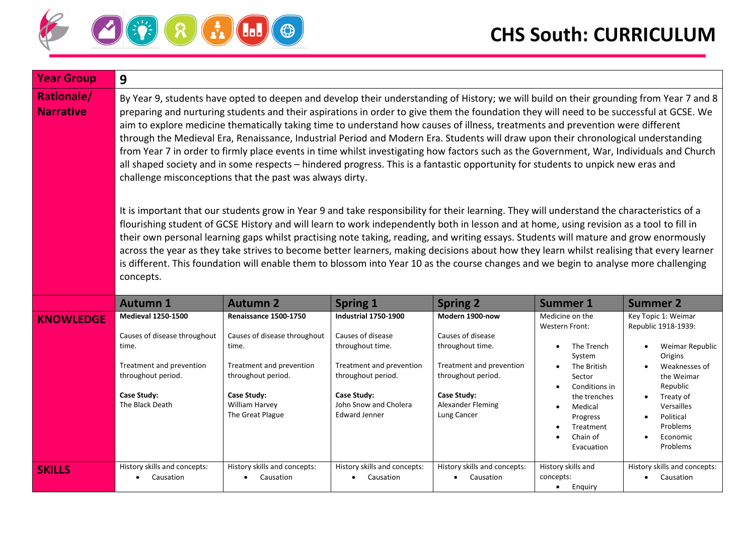# CHS South: CURRICULUM

| Year Group | 9 | | | | | |
|---|---|---|---|---|---|---|
| Rationale/ Narrative | By Year 9, students have opted to deepen and develop their understanding of History; we will build on their grounding from Year 7 and 8 preparing and nurturing students and their aspirations in order to give them the foundation they will need to be successful at GCSE. We aim to explore medicine thematically taking time to understand how causes of illness, treatments and prevention were different through the Medieval Era, Renaissance, Industrial Period and Modern Era. Students will draw upon their chronological understanding from Year 7 in order to firmly place events in time whilst investigating how factors such as the Government, War, Individuals and Church all shaped society and in some respects – hindered progress. This is a fantastic opportunity for students to unpick new eras and challenge misconceptions that the past was always dirty.<br><br>It is important that our students grow in Year 9 and take responsibility for their learning. They will understand the characteristics of a flourishing student of GCSE History and will learn to work independently both in lesson and at home, using revision as a tool to fill in their own personal learning gaps whilst practising note taking, reading, and writing essays. Students will mature and grow enormously across the year as they take strives to become better learners, making decisions about how they learn whilst realising that every learner is different. This foundation will enable them to blossom into Year 10 as the course changes and we begin to analyse more challenging concepts. | | | | | |
| | **Autumn 1** | **Autumn 2** | **Spring 1** | **Spring 2** | **Summer 1** | **Summer 2** |
| **KNOWLEDGE** | **Medieval 1250-1500**<br><br>Causes of disease throughout time.<br><br>Treatment and prevention throughout period.<br><br>**Case Study:**<br>The Black Death | **Renaissance 1500-1750**<br><br>Causes of disease throughout time.<br><br>Treatment and prevention throughout period.<br><br>**Case Study:**<br>William Harvey<br>The Great Plague | **Industrial 1750-1900**<br><br>Causes of disease throughout time.<br><br>Treatment and prevention throughout period.<br><br>**Case Study:**<br>John Snow and Cholera<br>Edward Jenner | **Modern 1900-now**<br><br>Causes of disease throughout time.<br><br>Treatment and prevention throughout period.<br><br>**Case Study:**<br>Alexander Fleming<br>Lung Cancer | Medicine on the Western Front:<br><br>• The Trench System<br>• The British Sector<br>• Conditions in the trenches<br>• Medical Progress<br>• Treatment<br>• Chain of Evacuation | Key Topic 1: Weimar Republic 1918-1939:<br><br>• Weimar Republic Origins<br>• Weaknesses of the Weimar Republic<br>• Treaty of Versailles<br>• Political Problems<br>• Economic Problems |
| **SKILLS** | History skills and concepts:<br>• Causation | History skills and concepts:<br>• Causation | History skills and concepts:<br>• Causation | History skills and concepts:<br>• Causation | History skills and concepts:<br>• Enquiry | History skills and concepts:<br>• Causation |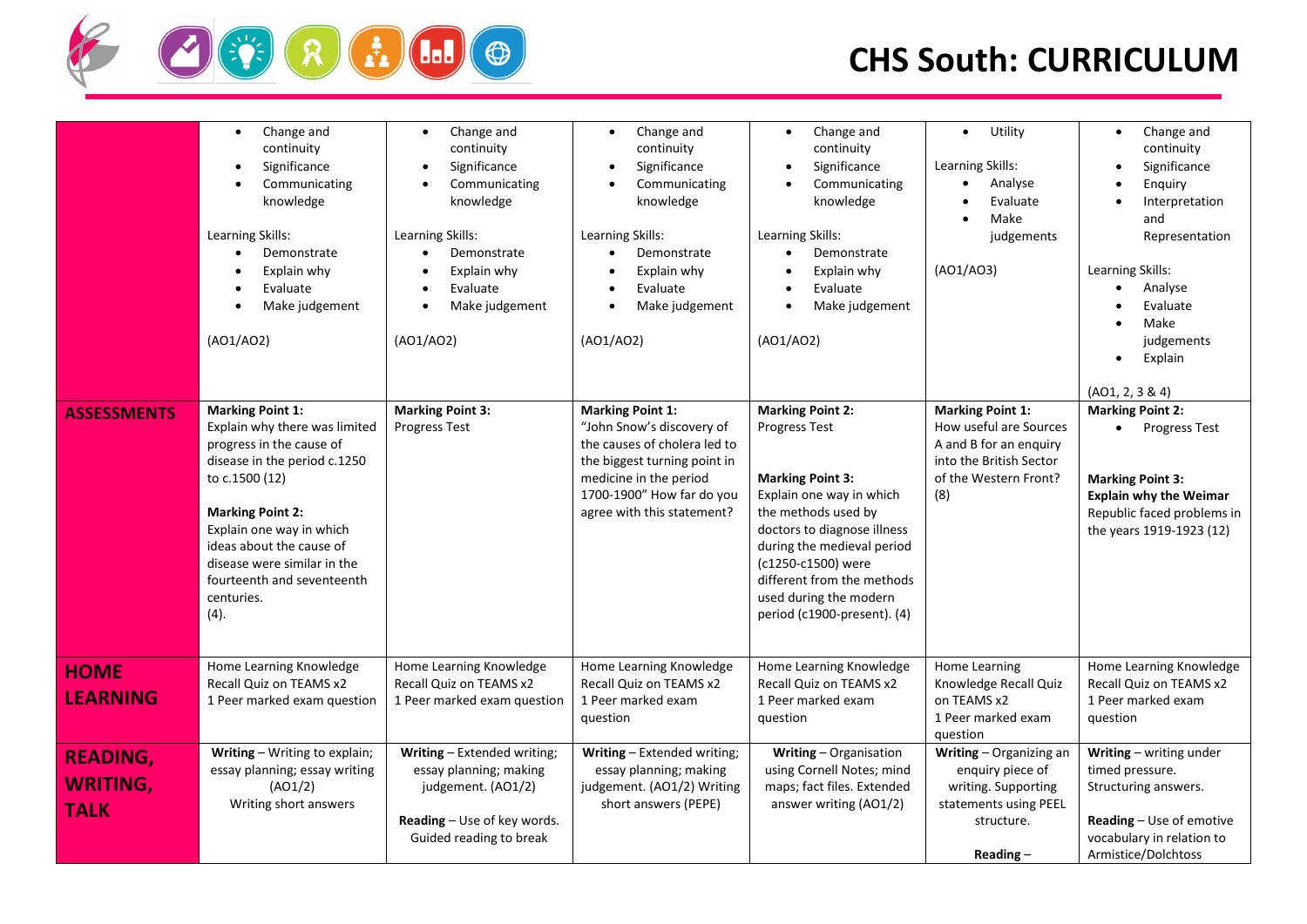# CHS South: CURRICULUM

| | | | | | | |
|---|---|---|---|---|---|---|
| | • Change and continuity<br>• Significance<br>• Communicating knowledge<br><br>Learning Skills:<br>• Demonstrate<br>• Explain why<br>• Evaluate<br>• Make judgement<br><br>(AO1/AO2) | • Change and continuity<br>• Significance<br>• Communicating knowledge<br><br>Learning Skills:<br>• Demonstrate<br>• Explain why<br>• Evaluate<br>• Make judgement<br><br>(AO1/AO2) | • Change and continuity<br>• Significance<br>• Communicating knowledge<br><br>Learning Skills:<br>• Demonstrate<br>• Explain why<br>• Evaluate<br>• Make judgement<br><br>(AO1/AO2) | • Change and continuity<br>• Significance<br>• Communicating knowledge<br><br>Learning Skills:<br>• Demonstrate<br>• Explain why<br>• Evaluate<br>• Make judgement<br><br>(AO1/AO2) | • Utility<br><br>Learning Skills:<br>• Analyse<br>• Evaluate<br>• Make judgements<br><br>(AO1/AO3) | • Change and continuity<br>• Significance<br>• Enquiry<br>• Interpretation and Representation<br><br>Learning Skills:<br>• Analyse<br>• Evaluate<br>• Make judgements<br>• Explain<br><br>(AO1, 2, 3 & 4) |
| **ASSESSMENTS** | **Marking Point 1:**<br>Explain why there was limited progress in the cause of disease in the period c.1250 to c.1500 (12)<br><br>**Marking Point 2:**<br>Explain one way in which ideas about the cause of disease were similar in the fourteenth and seventeenth centuries.<br>(4). | **Marking Point 3:**<br>Progress Test | **Marking Point 1:**<br>"John Snow's discovery of the causes of cholera led to the biggest turning point in medicine in the period 1700-1900" How far do you agree with this statement? | **Marking Point 2:**<br>Progress Test<br><br>**Marking Point 3:**<br>Explain one way in which the methods used by doctors to diagnose illness during the medieval period (c1250-c1500) were different from the methods used during the modern period (c1900-present). (4) | **Marking Point 1:**<br>How useful are Sources A and B for an enquiry into the British Sector of the Western Front? (8) | **Marking Point 2:**<br>• Progress Test<br><br>**Marking Point 3:**<br>**Explain why the Weimar** Republic faced problems in the years 1919-1923 (12) |
| **HOME LEARNING** | Home Learning Knowledge Recall Quiz on TEAMS x2<br>1 Peer marked exam question | Home Learning Knowledge Recall Quiz on TEAMS x2<br>1 Peer marked exam question | Home Learning Knowledge Recall Quiz on TEAMS x2<br>1 Peer marked exam question | Home Learning Knowledge Recall Quiz on TEAMS x2<br>1 Peer marked exam question | Home Learning Knowledge Recall Quiz on TEAMS x2<br>1 Peer marked exam question | Home Learning Knowledge Recall Quiz on TEAMS x2<br>1 Peer marked exam question |
| **READING, WRITING, TALK** | **Writing** – Writing to explain; essay planning; essay writing (AO1/2)<br>Writing short answers | **Writing** – Extended writing; essay planning; making judgement. (AO1/2)<br><br>**Reading** – Use of key words. Guided reading to break | **Writing** – Extended writing; essay planning; making judgement. (AO1/2) Writing short answers (PEPE) | **Writing** – Organisation using Cornell Notes; mind maps; fact files. Extended answer writing (AO1/2) | **Writing** – Organizing an enquiry piece of writing. Supporting statements using PEEL structure.<br><br>**Reading** – | **Writing** – writing under timed pressure. Structuring answers.<br><br>**Reading** – Use of emotive vocabulary in relation to Armistice/Dolchtoss |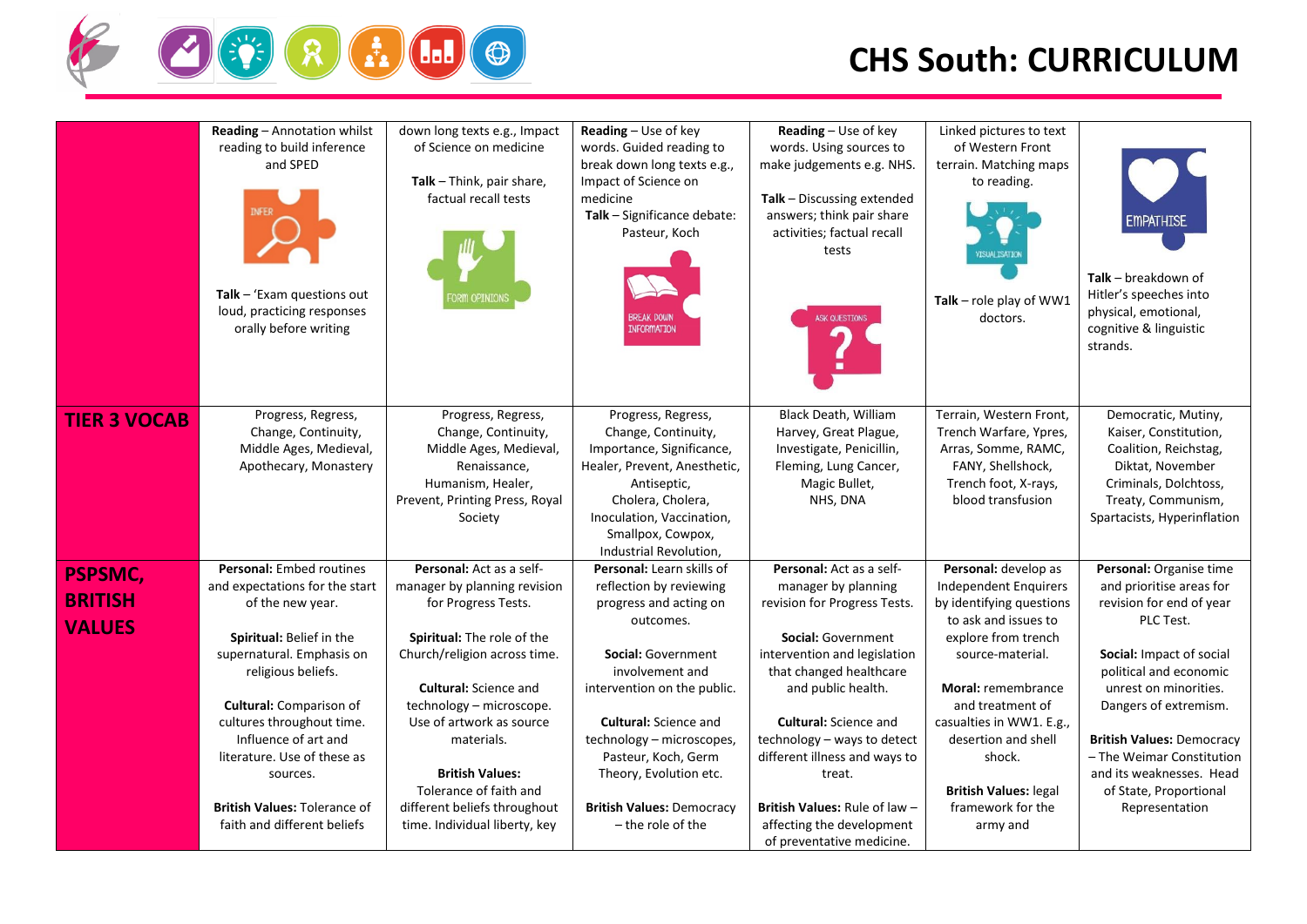# CHS South: CURRICULUM

| | | | | | | |
|---|---|---|---|---|---|---|
| | **Reading** – Annotation whilst reading to build inference and SPED<br><br>INFER<br><br>**Talk** – 'Exam questions out loud, practicing responses orally before writing | down long texts e.g., Impact of Science on medicine<br><br>**Talk** – Think, pair share, factual recall tests<br><br>FORM OPINIONS | **Reading** – Use of key words. Guided reading to break down long texts e.g., Impact of Science on medicine<br>**Talk** – Significance debate: Pasteur, Koch<br><br>BREAK DOWN INFORMATION | **Reading** – Use of key words. Using sources to make judgements e.g. NHS.<br><br>**Talk** – Discussing extended answers; think pair share activities; factual recall tests<br><br>ASK QUESTIONS | Linked pictures to text of Western Front terrain. Matching maps to reading.<br><br>VISUALISATION<br><br>**Talk** – role play of WW1 doctors. | EMPATHISE<br><br>**Talk** – breakdown of Hitler's speeches into physical, emotional, cognitive & linguistic strands. |
| **TIER 3 VOCAB** | Progress, Regress, Change, Continuity, Middle Ages, Medieval, Apothecary, Monastery | Progress, Regress, Change, Continuity, Middle Ages, Medieval, Renaissance, Humanism, Healer, Prevent, Printing Press, Royal Society | Progress, Regress, Change, Continuity, Importance, Significance, Healer, Prevent, Anesthetic, Antiseptic, Cholera, Cholera, Inoculation, Vaccination, Smallpox, Cowpox, Industrial Revolution, | Black Death, William Harvey, Great Plague, Investigate, Penicillin, Fleming, Lung Cancer, Magic Bullet, NHS, DNA | Terrain, Western Front, Trench Warfare, Ypres, Arras, Somme, RAMC, FANY, Shellshock, Trench foot, X-rays, blood transfusion | Democratic, Mutiny, Kaiser, Constitution, Coalition, Reichstag, Diktat, November Criminals, Dolchtoss, Treaty, Communism, Spartacists, Hyperinflation |
| **PSPSMC, BRITISH VALUES** | **Personal:** Embed routines and expectations for the start of the new year.<br><br>**Spiritual:** Belief in the supernatural. Emphasis on religious beliefs.<br><br>**Cultural:** Comparison of cultures throughout time. Influence of art and literature. Use of these as sources.<br><br>**British Values:** Tolerance of faith and different beliefs | **Personal:** Act as a self-manager by planning revision for Progress Tests.<br><br>**Spiritual:** The role of the Church/religion across time.<br><br>**Cultural:** Science and technology – microscope. Use of artwork as source materials.<br><br>**British Values:** Tolerance of faith and different beliefs throughout time. Individual liberty, key | **Personal:** Learn skills of self-reflection by reviewing progress and acting on outcomes.<br><br>**Social:** Government involvement and intervention on the public.<br><br>**Cultural:** Science and technology – microscopes, Pasteur, Koch, Germ Theory, Evolution etc.<br><br>**British Values:** Democracy – the role of the | **Personal:** Act as a self-manager by planning revision for Progress Tests.<br><br>**Social:** Government intervention and legislation that changed healthcare and public health.<br><br>**Cultural:** Science and technology – ways to detect different illness and ways to treat.<br><br>**British Values:** Rule of law – affecting the development of preventative medicine. | **Personal:** develop as Independent Enquirers by identifying questions to ask and issues to explore from trench source-material.<br><br>**Moral:** remembrance and treatment of casualties in WW1. E.g., desertion and shell shock.<br><br>**British Values:** legal framework for the army and | **Personal:** Organise time and prioritise areas for revision for end of year PLC Test.<br><br>**Social:** Impact of social political and economic unrest on minorities. Dangers of extremism.<br><br>**British Values:** Democracy – The Weimar Constitution and its weaknesses. Head of State, Proportional Representation |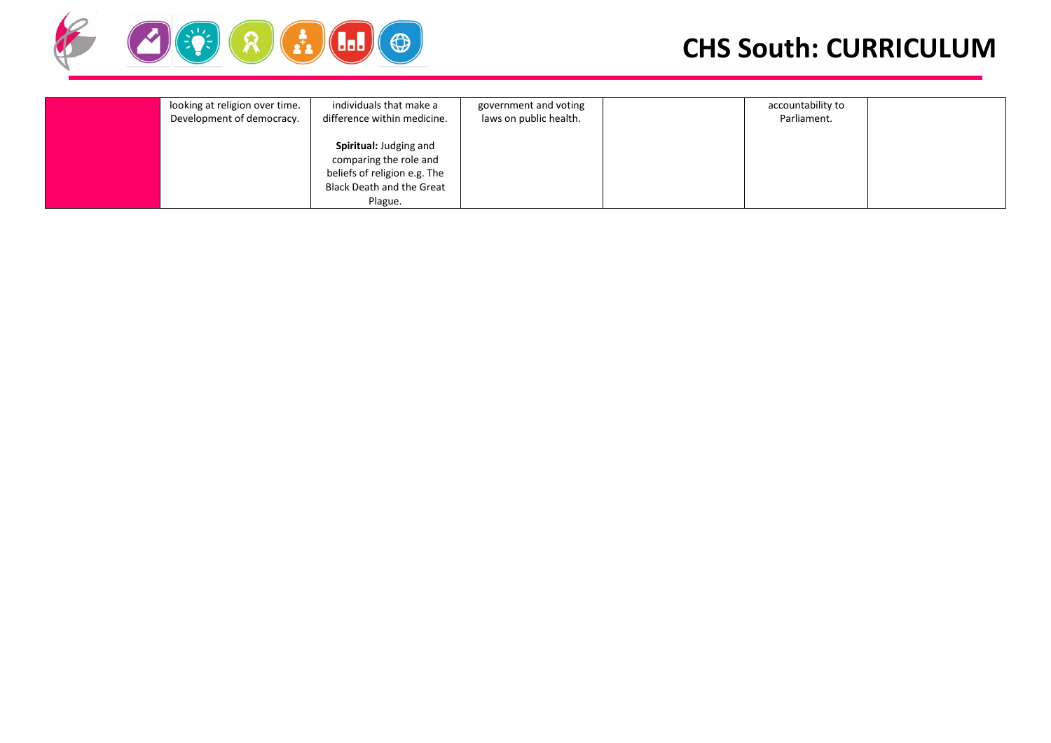|  |  |  |  |  |  |  |
|---|---|---|---|---|---|---|
|  | looking at religion over time. Development of democracy. | individuals that make a difference within medicine.<br><br>**Spiritual:** Judging and comparing the role and beliefs of religion e.g. The Black Death and the Great Plague. | government and voting laws on public health. |  | accountability to Parliament. |  |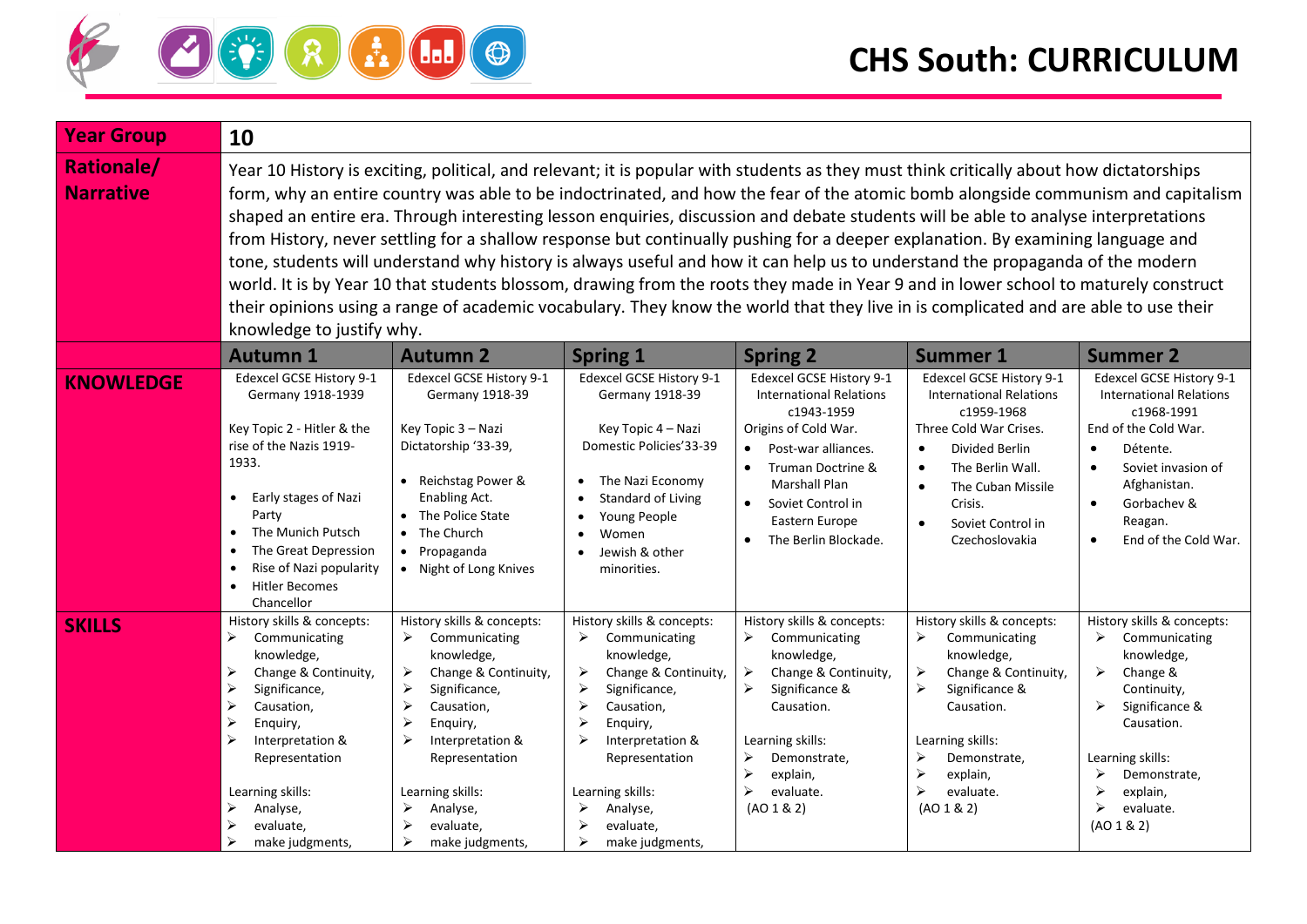# CHS South: CURRICULUM

| Year Group | 10 | | | | | |
|---|---|---|---|---|---|---|
| Rationale/ Narrative | Year 10 History is exciting, political, and relevant; it is popular with students as they must think critically about how dictatorships form, why an entire country was able to be indoctrinated, and how the fear of the atomic bomb alongside communism and capitalism shaped an entire era. Through interesting lesson enquiries, discussion and debate students will be able to analyse interpretations from History, never settling for a shallow response but continually pushing for a deeper explanation. By examining language and tone, students will understand why history is always useful and how it can help us to understand the propaganda of the modern world. It is by Year 10 that students blossom, drawing from the roots they made in Year 9 and in lower school to maturely construct their opinions using a range of academic vocabulary. They know the world that they live in is complicated and are able to use their knowledge to justify why. | | | | | |
| | **Autumn 1** | **Autumn 2** | **Spring 1** | **Spring 2** | **Summer 1** | **Summer 2** |
| **KNOWLEDGE** | Edexcel GCSE History 9-1 Germany 1918-1939<br><br>Key Topic 2 - Hitler & the rise of the Nazis 1919-1933.<br><br>• Early stages of Nazi Party<br>• The Munich Putsch<br>• The Great Depression<br>• Rise of Nazi popularity<br>• Hitler Becomes Chancellor | Edexcel GCSE History 9-1 Germany 1918-39<br><br>Key Topic 3 – Nazi Dictatorship '33-39,<br><br>• Reichstag Power & Enabling Act.<br>• The Police State<br>• The Church<br>• Propaganda<br>• Night of Long Knives | Edexcel GCSE History 9-1 Germany 1918-39<br><br>Key Topic 4 – Nazi Domestic Policies'33-39<br><br>• The Nazi Economy<br>• Standard of Living<br>• Young People<br>• Women<br>• Jewish & other minorities. | Edexcel GCSE History 9-1 International Relations c1943-1959<br>Origins of Cold War.<br>• Post-war alliances.<br>• Truman Doctrine & Marshall Plan<br>• Soviet Control in Eastern Europe<br>• The Berlin Blockade. | Edexcel GCSE History 9-1 International Relations c1959-1968<br>Three Cold War Crises.<br>• Divided Berlin<br>• The Berlin Wall.<br>• The Cuban Missile Crisis.<br>• Soviet Control in Czechoslovakia | Edexcel GCSE History 9-1 International Relations c1968-1991<br>End of the Cold War.<br>• Détente.<br>• Soviet invasion of Afghanistan.<br>• Gorbachev & Reagan.<br>• End of the Cold War. |
| **SKILLS** | History skills & concepts:<br>➢ Communicating knowledge,<br>➢ Change & Continuity,<br>➢ Significance,<br>➢ Causation,<br>➢ Enquiry,<br>➢ Interpretation & Representation<br><br>Learning skills:<br>➢ Analyse,<br>➢ evaluate,<br>➢ make judgments, | History skills & concepts:<br>➢ Communicating knowledge,<br>➢ Change & Continuity,<br>➢ Significance,<br>➢ Causation,<br>➢ Enquiry,<br>➢ Interpretation & Representation<br><br>Learning skills:<br>➢ Analyse,<br>➢ evaluate,<br>➢ make judgments, | History skills & concepts:<br>➢ Communicating knowledge,<br>➢ Change & Continuity,<br>➢ Significance,<br>➢ Causation,<br>➢ Enquiry,<br>➢ Interpretation & Representation<br><br>Learning skills:<br>➢ Analyse,<br>➢ evaluate,<br>➢ make judgments, | History skills & concepts:<br>➢ Communicating knowledge,<br>➢ Change & Continuity,<br>➢ Significance & Causation.<br><br>Learning skills:<br>➢ Demonstrate,<br>➢ explain,<br>➢ evaluate.<br>(AO 1 & 2) | History skills & concepts:<br>➢ Communicating knowledge,<br>➢ Change & Continuity,<br>➢ Significance & Causation.<br><br>Learning skills:<br>➢ Demonstrate,<br>➢ explain,<br>➢ evaluate.<br>(AO 1 & 2) | History skills & concepts:<br>➢ Communicating knowledge,<br>➢ Change & Continuity,<br>➢ Significance & Causation.<br><br>Learning skills:<br>➢ Demonstrate,<br>➢ explain,<br>➢ evaluate.<br>(AO 1 & 2) |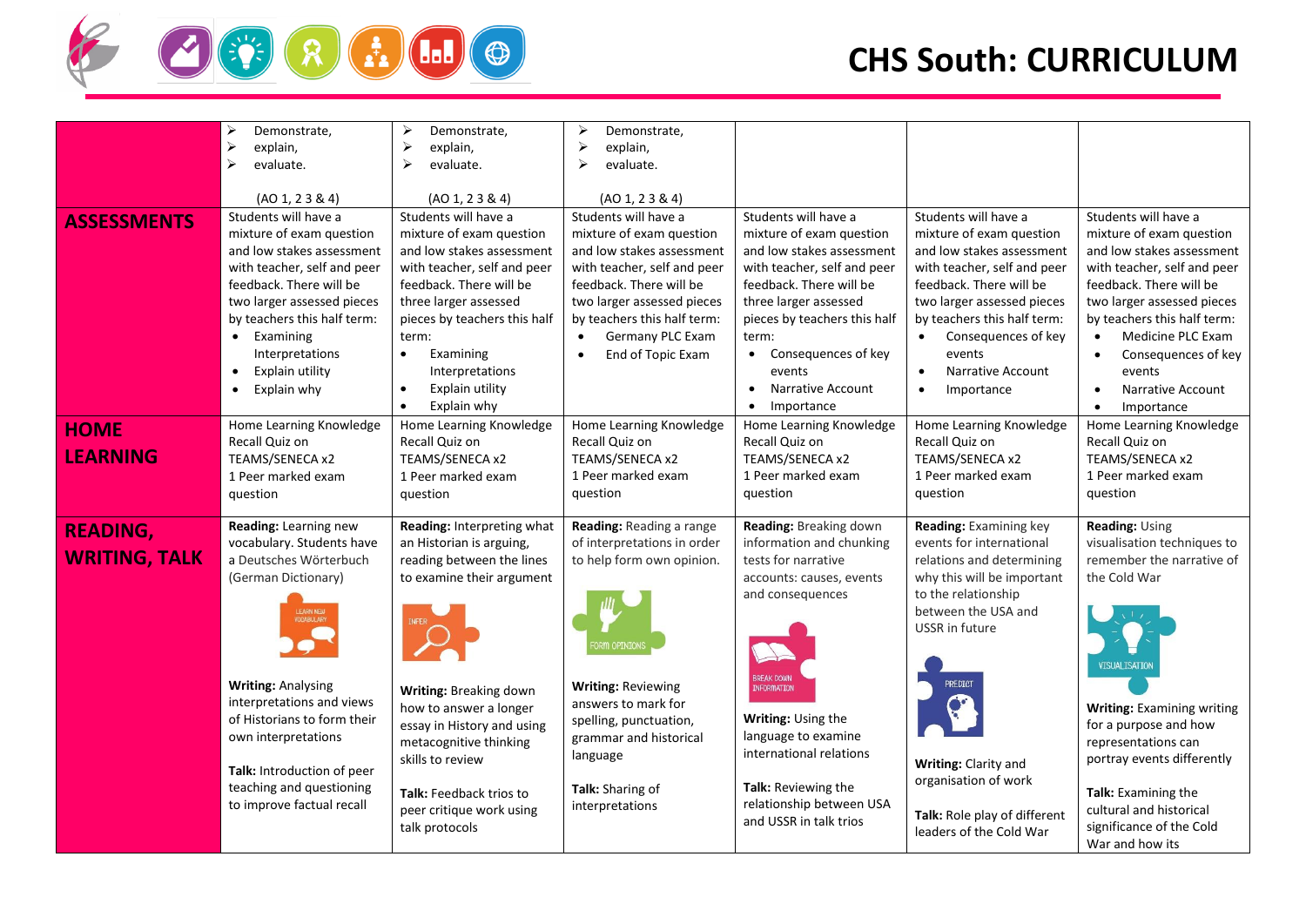# CHS South: CURRICULUM

| | | | | | | |
|---|---|---|---|---|---|---|
| | ➢ Demonstrate,<br>➢ explain,<br>➢ evaluate.<br><br>(AO 1, 2 3 & 4) | ➢ Demonstrate,<br>➢ explain,<br>➢ evaluate.<br><br>(AO 1, 2 3 & 4) | ➢ Demonstrate,<br>➢ explain,<br>➢ evaluate.<br><br>(AO 1, 2 3 & 4) | | | |
| **ASSESSMENTS** | Students will have a mixture of exam question and low stakes assessment with teacher, self and peer feedback. There will be two larger assessed pieces by teachers this half term:<br>• Examining Interpretations<br>• Explain utility<br>• Explain why | Students will have a mixture of exam question and low stakes assessment with teacher, self and peer feedback. There will be three larger assessed pieces by teachers this half term:<br>• Examining Interpretations<br>• Explain utility<br>• Explain why | Students will have a mixture of exam question and low stakes assessment with teacher, self and peer feedback. There will be two larger assessed pieces by teachers this half term:<br>• Germany PLC Exam<br>• End of Topic Exam | Students will have a mixture of exam question and low stakes assessment with teacher, self and peer feedback. There will be three larger assessed pieces by teachers this half term:<br>• Consequences of key events<br>• Narrative Account<br>• Importance | Students will have a mixture of exam question and low stakes assessment with teacher, self and peer feedback. There will be two larger assessed pieces by teachers this half term:<br>• Consequences of key events<br>• Narrative Account<br>• Importance | Students will have a mixture of exam question and low stakes assessment with teacher, self and peer feedback. There will be two larger assessed pieces by teachers this half term:<br>• Medicine PLC Exam<br>• Consequences of key events<br>• Narrative Account<br>• Importance |
| **HOME LEARNING** | Home Learning Knowledge Recall Quiz on TEAMS/SENECA x2<br>1 Peer marked exam question | Home Learning Knowledge Recall Quiz on TEAMS/SENECA x2<br>1 Peer marked exam question | Home Learning Knowledge Recall Quiz on TEAMS/SENECA x2<br>1 Peer marked exam question | Home Learning Knowledge Recall Quiz on TEAMS/SENECA x2<br>1 Peer marked exam question | Home Learning Knowledge Recall Quiz on TEAMS/SENECA x2<br>1 Peer marked exam question | Home Learning Knowledge Recall Quiz on TEAMS/SENECA x2<br>1 Peer marked exam question |
| **READING, WRITING, TALK** | **Reading:** Learning new vocabulary. Students have a Deutsches Wörterbuch (German Dictionary)<br><br>LEARN NEW VOCABULARY<br><br>**Writing:** Analysing interpretations and views of Historians to form their own interpretations<br><br>**Talk:** Introduction of peer teaching and questioning to improve factual recall | **Reading:** Interpreting what an Historian is arguing, reading between the lines to examine their argument<br><br>INFER<br><br>**Writing:** Breaking down how to answer a longer essay in History and using metacognitive thinking skills to review<br><br>**Talk:** Feedback trios to peer critique work using talk protocols | **Reading:** Reading a range of interpretations in order to help form own opinion.<br><br>FORM OPINIONS<br><br>**Writing:** Reviewing answers to mark for spelling, punctuation, grammar and historical language<br><br>**Talk:** Sharing of interpretations | **Reading:** Breaking down information and chunking tests for narrative accounts: causes, events and consequences<br><br>BREAK DOWN INFORMATION<br><br>**Writing:** Using the language to examine international relations<br><br>**Talk:** Reviewing the relationship between USA and USSR in talk trios | **Reading:** Examining key events for international relations and determining why this will be important to the relationship between the USA and USSR in future<br><br>PREDICT<br><br>**Writing:** Clarity and organisation of work<br><br>**Talk:** Role play of different leaders of the Cold War | **Reading:** Using visualisation techniques to remember the narrative of the Cold War<br><br>VISUALISATION<br><br>**Writing:** Examining writing for a purpose and how representations can portray events differently<br><br>**Talk:** Examining the cultural and historical significance of the Cold War and how its |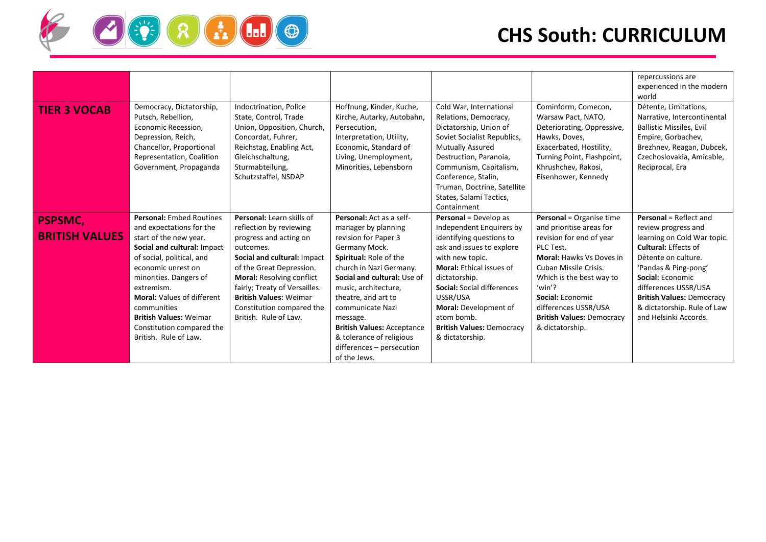# CHS South: CURRICULUM

| | | | | | | |
|---|---|---|---|---|---|---|
| | | | | | | repercussions are experienced in the modern world |
| **TIER 3 VOCAB** | Democracy, Dictatorship, Putsch, Rebellion, Economic Recession, Depression, Reich, Chancellor, Proportional Representation, Coalition Government, Propaganda | Indoctrination, Police State, Control, Trade Union, Opposition, Church, Concordat, Fuhrer, Reichstag, Enabling Act, Gleichschaltung, Sturmabteilung, Schutzstaffel, NSDAP | Hoffnung, Kinder, Kuche, Kirche, Autarky, Autobahn, Persecution, Interpretation, Utility, Economic, Standard of Living, Unemployment, Minorities, Lebensborn | Cold War, International Relations, Democracy, Dictatorship, Union of Soviet Socialist Republics, Mutually Assured Destruction, Paranoia, Communism, Capitalism, Conference, Stalin, Truman, Doctrine, Satellite States, Salami Tactics, Containment | Cominform, Comecon, Warsaw Pact, NATO, Deteriorating, Oppressive, Hawks, Doves, Exacerbated, Hostility, Turning Point, Flashpoint, Khrushchev, Rakosi, Eisenhower, Kennedy | Détente, Limitations, Narrative, Intercontinental Ballistic Missiles, Evil Empire, Gorbachev, Brezhnev, Reagan, Dubcek, Czechoslovakia, Amicable, Reciprocal, Era |
| **PSPSMC, BRITISH VALUES** | **Personal:** Embed Routines and expectations for the start of the new year. **Social and cultural:** Impact of social, political, and economic unrest on minorities. Dangers of extremism. **Moral:** Values of different communities **British Values:** Weimar Constitution compared the British. Rule of Law. | **Personal:** Learn skills of reflection by reviewing progress and acting on outcomes. **Social and cultural:** Impact of the Great Depression. **Moral:** Resolving conflict fairly; Treaty of Versailles. **British Values:** Weimar Constitution compared the British. Rule of Law. | **Personal:** Act as a self-manager by planning revision for Paper 3 Germany Mock. **Spiritual:** Role of the church in Nazi Germany. **Social and cultural:** Use of music, architecture, theatre, and art to communicate Nazi message. **British Values:** Acceptance & tolerance of religious differences – persecution of the Jews. | **Personal** = Develop as Independent Enquirers by identifying questions to ask and issues to explore with new topic. **Moral:** Ethical issues of dictatorship. **Social:** Social differences USSR/USA **Moral:** Development of atom bomb. **British Values:** Democracy & dictatorship. | **Personal** = Organise time and prioritise areas for revision for end of year PLC Test. **Moral:** Hawks Vs Doves in Cuban Missile Crisis. Which is the best way to 'win'? **Social:** Economic differences USSR/USA **British Values:** Democracy & dictatorship. | **Personal** = Reflect and review progress and learning on Cold War topic. **Cultural:** Effects of Détente on culture. 'Pandas & Ping-pong' **Social:** Economic differences USSR/USA **British Values:** Democracy & dictatorship. Rule of Law and Helsinki Accords. |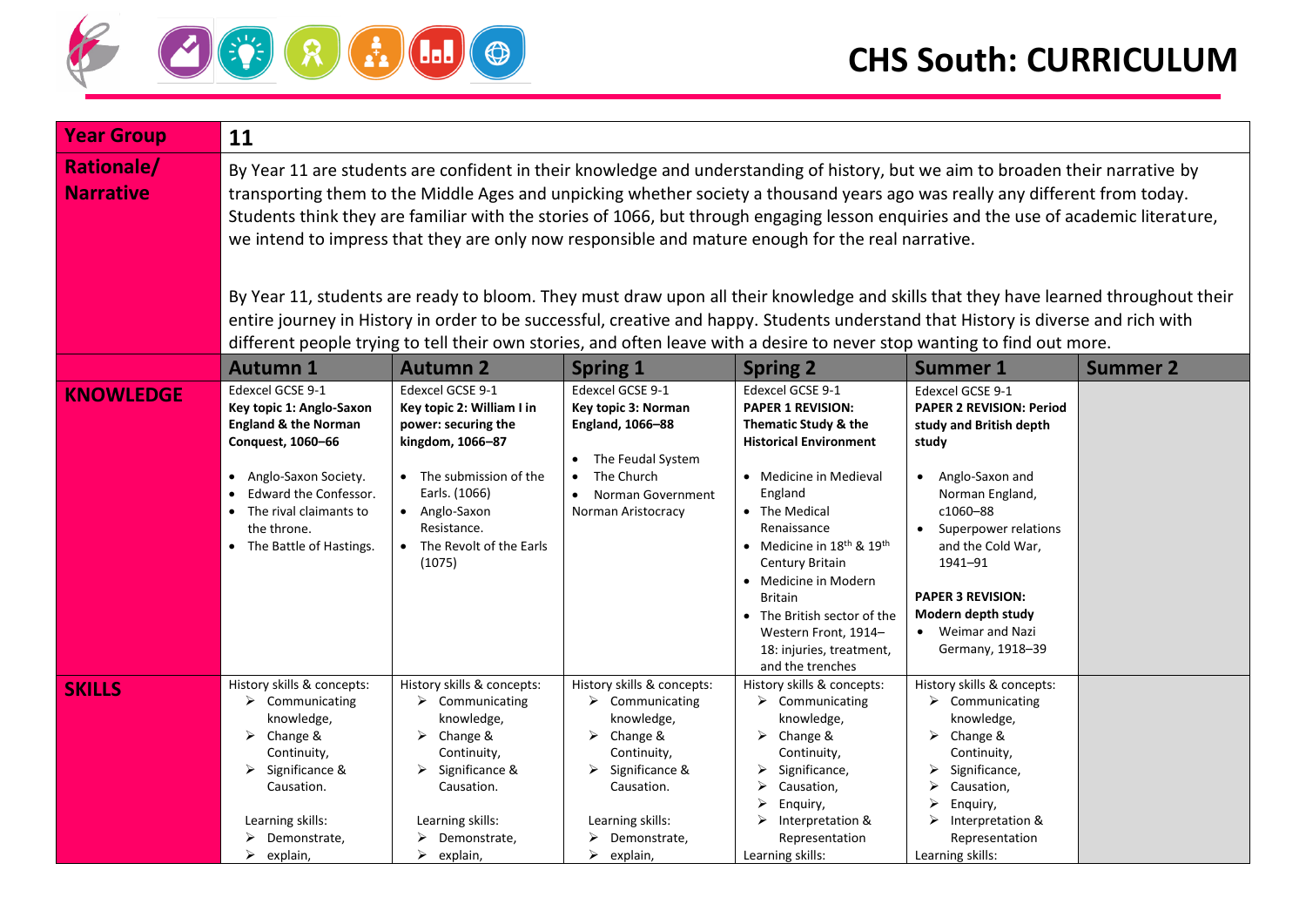# CHS South: CURRICULUM

| Year Group | 11 | | | | | |
|---|---|---|---|---|---|---|
| **Rationale/ Narrative** | By Year 11 are students are confident in their knowledge and understanding of history, but we aim to broaden their narrative by transporting them to the Middle Ages and unpicking whether society a thousand years ago was really any different from today. Students think they are familiar with the stories of 1066, but through engaging lesson enquiries and the use of academic literature, we intend to impress that they are only now responsible and mature enough for the real narrative.<br><br>By Year 11, students are ready to bloom. They must draw upon all their knowledge and skills that they have learned throughout their entire journey in History in order to be successful, creative and happy. Students understand that History is diverse and rich with different people trying to tell their own stories, and often leave with a desire to never stop wanting to find out more. | | | | | |
| | **Autumn 1** | **Autumn 2** | **Spring 1** | **Spring 2** | **Summer 1** | **Summer 2** |
| **KNOWLEDGE** | Edexcel GCSE 9-1<br>**Key topic 1: Anglo-Saxon England & the Norman Conquest, 1060–66**<br><br>• Anglo-Saxon Society.<br>• Edward the Confessor.<br>• The rival claimants to the throne.<br>• The Battle of Hastings. | Edexcel GCSE 9-1<br>**Key topic 2: William I in power: securing the kingdom, 1066–87**<br><br>• The submission of the Earls. (1066)<br>• Anglo-Saxon Resistance.<br>• The Revolt of the Earls (1075) | Edexcel GCSE 9-1<br>**Key topic 3: Norman England, 1066–88**<br><br>• The Feudal System<br>• The Church<br>• Norman Government<br>Norman Aristocracy | Edexcel GCSE 9-1<br>**PAPER 1 REVISION: Thematic Study & the Historical Environment**<br><br>• Medicine in Medieval England<br>• The Medical Renaissance<br>• Medicine in 18th & 19th Century Britain<br>• Medicine in Modern Britain<br>• The British sector of the Western Front, 1914–18: injuries, treatment, and the trenches | Edexcel GCSE 9-1<br>**PAPER 2 REVISION: Period study and British depth study**<br><br>• Anglo-Saxon and Norman England, c1060–88<br>• Superpower relations and the Cold War, 1941–91<br><br>**PAPER 3 REVISION: Modern depth study**<br>• Weimar and Nazi Germany, 1918–39 | |
| **SKILLS** | History skills & concepts:<br>➢ Communicating knowledge,<br>➢ Change & Continuity,<br>➢ Significance & Causation.<br><br>Learning skills:<br>➢ Demonstrate,<br>➢ explain, | History skills & concepts:<br>➢ Communicating knowledge,<br>➢ Change & Continuity,<br>➢ Significance & Causation.<br><br>Learning skills:<br>➢ Demonstrate,<br>➢ explain, | History skills & concepts:<br>➢ Communicating knowledge,<br>➢ Change & Continuity,<br>➢ Significance & Causation.<br><br>Learning skills:<br>➢ Demonstrate,<br>➢ explain, | History skills & concepts:<br>➢ Communicating knowledge,<br>➢ Change & Continuity,<br>➢ Significance,<br>➢ Causation,<br>➢ Enquiry,<br>➢ Interpretation & Representation<br>Learning skills: | History skills & concepts:<br>➢ Communicating knowledge,<br>➢ Change & Continuity,<br>➢ Significance,<br>➢ Causation,<br>➢ Enquiry,<br>➢ Interpretation & Representation<br>Learning skills: | |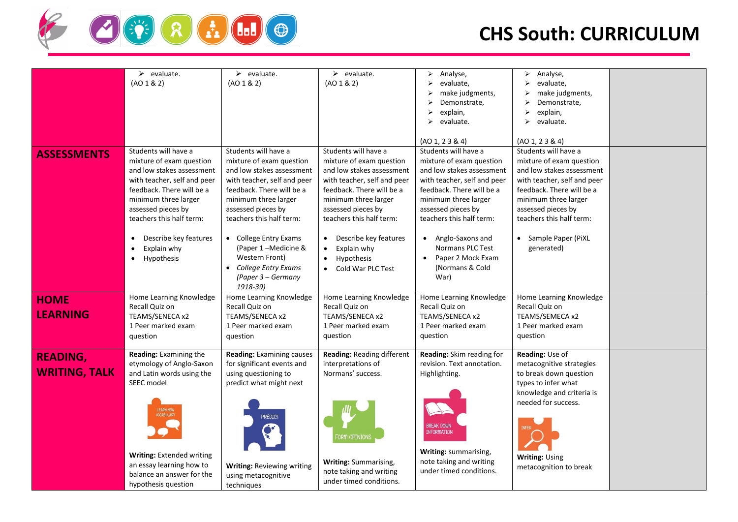| | | | | | | |
|---|---|---|---|---|---|---|
| | ➢ evaluate. (AO 1 & 2) | ➢ evaluate. (AO 1 & 2) | ➢ evaluate. (AO 1 & 2) | ➢ Analyse, ➢ evaluate, ➢ make judgments, ➢ Demonstrate, ➢ explain, ➢ evaluate. (AO 1, 2 3 & 4) | ➢ Analyse, ➢ evaluate, ➢ make judgments, ➢ Demonstrate, ➢ explain, ➢ evaluate. (AO 1, 2 3 & 4) | |
| **ASSESSMENTS** | Students will have a mixture of exam question and low stakes assessment with teacher, self and peer feedback. There will be a minimum three larger assessed pieces by teachers this half term: • Describe key features • Explain why • Hypothesis | Students will have a mixture of exam question and low stakes assessment with teacher, self and peer feedback. There will be a minimum three larger assessed pieces by teachers this half term: • College Entry Exams (Paper 1 –Medicine & Western Front) • *College Entry Exams (Paper 3 – Germany 1918-39)* | Students will have a mixture of exam question and low stakes assessment with teacher, self and peer feedback. There will be a minimum three larger assessed pieces by teachers this half term: • Describe key features • Explain why • Hypothesis • Cold War PLC Test | Students will have a mixture of exam question and low stakes assessment with teacher, self and peer feedback. There will be a minimum three larger assessed pieces by teachers this half term: • Anglo-Saxons and Normans PLC Test • Paper 2 Mock Exam (Normans & Cold War) | Students will have a mixture of exam question and low stakes assessment with teacher, self and peer feedback. There will be a minimum three larger assessed pieces by teachers this half term: • Sample Paper (PiXL generated) | |
| **HOME LEARNING** | Home Learning Knowledge Recall Quiz on TEAMS/SENECA x2 1 Peer marked exam question | Home Learning Knowledge Recall Quiz on TEAMS/SENECA x2 1 Peer marked exam question | Home Learning Knowledge Recall Quiz on TEAMS/SENECA x2 1 Peer marked exam question | Home Learning Knowledge Recall Quiz on TEAMS/SENECA x2 1 Peer marked exam question | Home Learning Knowledge Recall Quiz on TEAMS/SEMECA x2 1 Peer marked exam question | |
| **READING, WRITING, TALK** | **Reading:** Examining the etymology of Anglo-Saxon and Latin words using the SEEC model LEARN NEW VOCABULARY **Writing:** Extended writing an essay learning how to balance an answer for the hypothesis question | **Reading:** Examining causes for significant events and using questioning to predict what might next PREDICT **Writing:** Reviewing writing using metacognitive techniques | **Reading:** Reading different interpretations of Normans' success. FORM OPINIONS **Writing:** Summarising, note taking and writing under timed conditions. | **Reading:** Skim reading for revision. Text annotation. Highlighting. BREAK DOWN INFORMATION **Writing:** summarising, note taking and writing under timed conditions. | **Reading:** Use of metacognitive strategies to break down question types to infer what knowledge and criteria is needed for success. INFER **Writing:** Using metacognition to break | |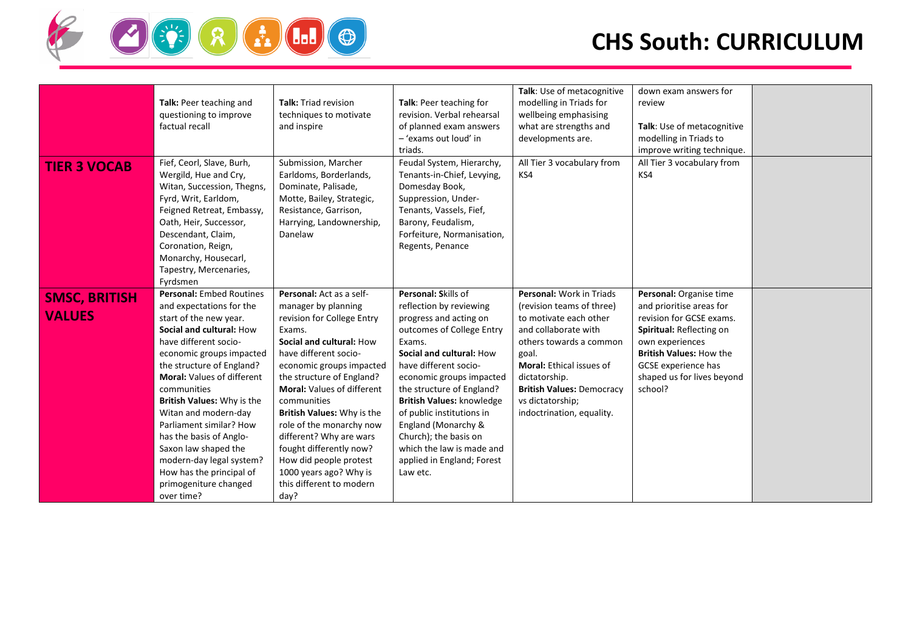# CHS South: CURRICULUM

| | | | | | | |
|---|---|---|---|---|---|---|
| | **Talk:** Peer teaching and questioning to improve factual recall | **Talk:** Triad revision techniques to motivate and inspire | **Talk**: Peer teaching for revision. Verbal rehearsal of planned exam answers – 'exams out loud' in triads. | **Talk**: Use of metacognitive modelling in Triads for wellbeing emphasising what are strengths and developments are. | down exam answers for review<br><br>**Talk**: Use of metacognitive modelling in Triads to improve writing technique. | |
| **TIER 3 VOCAB** | Fief, Ceorl, Slave, Burh, Wergild, Hue and Cry, Witan, Succession, Thegns, Fyrd, Writ, Earldom, Feigned Retreat, Embassy, Oath, Heir, Successor, Descendant, Claim, Coronation, Reign, Monarchy, Housecarl, Tapestry, Mercenaries, Fyrdsmen | Submission, Marcher Earldoms, Borderlands, Dominate, Palisade, Motte, Bailey, Strategic, Resistance, Garrison, Harrying, Landownership, Danelaw | Feudal System, Hierarchy, Tenants-in-Chief, Levying, Domesday Book, Suppression, Under-Tenants, Vassels, Fief, Barony, Feudalism, Forfeiture, Normanisation, Regents, Penance | All Tier 3 vocabulary from KS4 | All Tier 3 vocabulary from KS4 | |
| **SMSC, BRITISH VALUES** | **Personal:** Embed Routines and expectations for the start of the new year.<br>**Social and cultural:** How have different socio-economic groups impacted the structure of England?<br>**Moral:** Values of different communities<br>**British Values:** Why is the Witan and modern-day Parliament similar? How has the basis of Anglo-Saxon law shaped the modern-day legal system? How has the principal of primogeniture changed over time? | **Personal:** Act as a self-manager by planning revision for College Entry Exams.<br>**Social and cultural:** How have different socio-economic groups impacted the structure of England?<br>**Moral:** Values of different communities<br>**British Values:** Why is the role of the monarchy now different? Why are wars fought differently now? How did people protest 1000 years ago? Why is this different to modern day? | **Personal: S**kills of reflection by reviewing progress and acting on outcomes of College Entry Exams.<br>**Social and cultural:** How have different socio-economic groups impacted the structure of England?<br>**British Values:** knowledge of public institutions in England (Monarchy & Church); the basis on which the law is made and applied in England; Forest Law etc. | **Personal:** Work in Triads (revision teams of three) to motivate each other and collaborate with others towards a common goal.<br>**Moral:** Ethical issues of dictatorship.<br>**British Values:** Democracy vs dictatorship; indoctrination, equality. | **Personal:** Organise time and prioritise areas for revision for GCSE exams.<br>**Spiritual:** Reflecting on own experiences<br>**British Values:** How the GCSE experience has shaped us for lives beyond school? | |